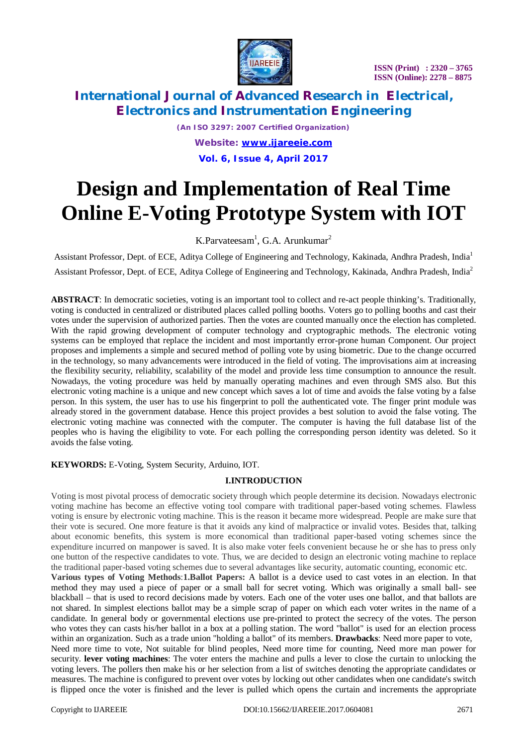# Design and Implementation of Real Time Online E-Voting Prototype System with IOT

K.Parvateesam[1], G.A. Arunkumar[2]

Assistant Professor, Dept. of ECE, Aditya College of Engineering and Technology, Kakinada, Andhra Pradesh, India[1]

Assistant Professor, Dept. of ECE, Aditya College of Engineering and Technology, Kakinada, Andhra Pradesh, India[2]

**ABSTRACT**: In democratic societies, voting is an important tool to collect and re-act people thinking's. Traditionally, voting is conducted in centralized or distributed places called polling booths. Voters go to polling booths and cast their votes under the supervision of authorized parties. Then the votes are counted manually once the election has completed. With the rapid growing development of computer technology and cryptographic methods. The electronic voting systems can be employed that replace the incident and most importantly error-prone human Component. Our project proposes and implements a simple and secured method of polling vote by using biometric. Due to the change occurred in the technology, so many advancements were introduced in the field of voting. The improvisations aim at increasing the flexibility security, reliability, scalability of the model and provide less time consumption to announce the result. Nowadays, the voting procedure was held by manually operating machines and even through SMS also. But this electronic voting machine is a unique and new concept which saves a lot of time and avoids the false voting by a false person. In this system, the user has to use his fingerprint to poll the authenticated vote. The finger print module was already stored in the government database. Hence this project provides a best solution to avoid the false voting. The electronic voting machine was connected with the computer. The computer is having the full database list of the peoples who is having the eligibility to vote. For each polling the corresponding person identity was deleted. So it avoids the false voting.

**KEYWORDS:** E-Voting, System Security, Arduino, IOT.

## I.INTRODUCTION

Voting is most pivotal process of democratic society through which people determine its decision. Nowadays electronic voting machine has become an effective voting tool compare with traditional paper-based voting schemes. Flawless voting is ensure by electronic voting machine. This is the reason it became more widespread. People are make sure that their vote is secured. One more feature is that it avoids any kind of malpractice or invalid votes. Besides that, talking about economic benefits, this system is more economical than traditional paper-based voting schemes since the expenditure incurred on manpower is saved. It is also make voter feels convenient because he or she has to press only one button of the respective candidates to vote. Thus, we are decided to design an electronic voting machine to replace the traditional paper-based voting schemes due to several advantages like security, automatic counting, economic etc.

**Various types of Voting Methods**:**1.Ballot Papers:** A ballot is a device used to cast votes in an election. In that method they may used a piece of paper or a small ball for secret voting. Which was originally a small ball- see blackball – that is used to record decisions made by voters. Each one of the voter uses one ballot, and that ballots are not shared. In simplest elections ballot may be a simple scrap of paper on which each voter writes in the name of a candidate. In general body or governmental elections use pre-printed to protect the secrecy of the votes. The person who votes they can casts his/her ballot in a box at a polling station. The word "ballot" is used for an election process within an organization. Such as a trade union "holding a ballot" of its members. **Drawbacks**: Need more paper to vote, Need more time to vote, Not suitable for blind peoples, Need more time for counting, Need more man power for security. **lever voting machines**: The voter enters the machine and pulls a lever to close the curtain to unlocking the voting levers. The pollers then make his or her selection from a list of switches denoting the appropriate candidates or measures. The machine is configured to prevent over votes by locking out other candidates when one candidate's switch is flipped once the voter is finished and the lever is pulled which opens the curtain and increments the appropriate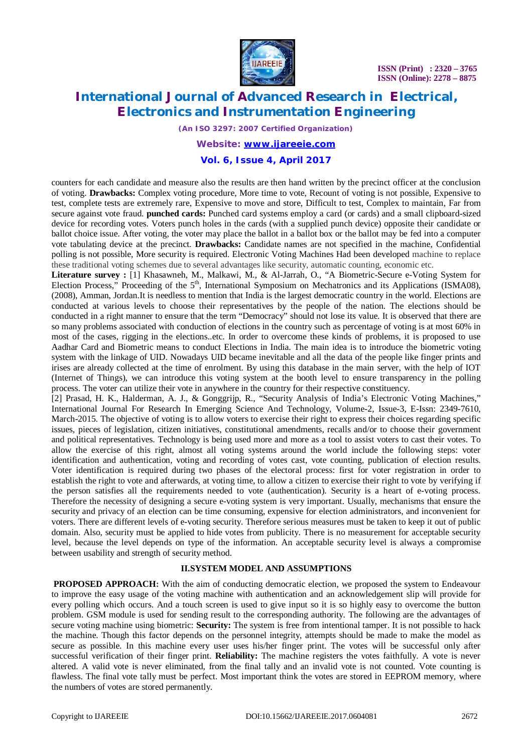counters for each candidate and measure also the results are then hand written by the precinct officer at the conclusion of voting. **Drawbacks:** Complex voting procedure, More time to vote, Recount of voting is not possible, Expensive to test, complete tests are extremely rare, Expensive to move and store, Difficult to test, Complex to maintain, Far from secure against vote fraud. **punched cards:** Punched card systems employ a card (or cards) and a small clipboard-sized device for recording votes. Voters punch holes in the cards (with a supplied punch device) opposite their candidate or ballot choice issue. After voting, the voter may place the ballot in a ballot box or the ballot may be fed into a computer vote tabulating device at the precinct. **Drawbacks:** Candidate names are not specified in the machine, Confidential polling is not possible, More security is required. Electronic Voting Machines Had been developed machine to replace these traditional voting schemes due to several advantages like security, automatic counting, economic etc.

**Literature survey :** [1] Khasawneh, M., Malkawi, M., & Al-Jarrah, O., "A Biometric-Secure e-Voting System for Election Process," Proceeding of the 5th, International Symposium on Mechatronics and its Applications (ISMA08), (2008), Amman, Jordan.It is needless to mention that India is the largest democratic country in the world. Elections are conducted at various levels to choose their representatives by the people of the nation. The elections should be conducted in a right manner to ensure that the term "Democracy" should not lose its value. It is observed that there are so many problems associated with conduction of elections in the country such as percentage of voting is at most 60% in most of the cases, rigging in the elections..etc. In order to overcome these kinds of problems, it is proposed to use Aadhar Card and Biometric means to conduct Elections in India. The main idea is to introduce the biometric voting system with the linkage of UID. Nowadays UID became inevitable and all the data of the people like finger prints and irises are already collected at the time of enrolment. By using this database in the main server, with the help of IOT (Internet of Things), we can introduce this voting system at the booth level to ensure transparency in the polling process. The voter can utilize their vote in anywhere in the country for their respective constituency.

[2] Prasad, H. K., Halderman, A. J., & Gonggrijp, R., "Security Analysis of India's Electronic Voting Machines," International Journal For Research In Emerging Science And Technology, Volume-2, Issue-3, E-Issn: 2349-7610, March-2015. The objective of voting is to allow voters to exercise their right to express their choices regarding specific issues, pieces of legislation, citizen initiatives, constitutional amendments, recalls and/or to choose their government and political representatives. Technology is being used more and more as a tool to assist voters to cast their votes. To allow the exercise of this right, almost all voting systems around the world include the following steps: voter identification and authentication, voting and recording of votes cast, vote counting, publication of election results. Voter identification is required during two phases of the electoral process: first for voter registration in order to establish the right to vote and afterwards, at voting time, to allow a citizen to exercise their right to vote by verifying if the person satisfies all the requirements needed to vote (authentication). Security is a heart of e-voting process. Therefore the necessity of designing a secure e-voting system is very important. Usually, mechanisms that ensure the security and privacy of an election can be time consuming, expensive for election administrators, and inconvenient for voters. There are different levels of e-voting security. Therefore serious measures must be taken to keep it out of public domain. Also, security must be applied to hide votes from publicity. There is no measurement for acceptable security level, because the level depends on type of the information. An acceptable security level is always a compromise between usability and strength of security method.

## II.SYSTEM MODEL AND ASSUMPTIONS

**PROPOSED APPROACH:** With the aim of conducting democratic election, we proposed the system to Endeavour to improve the easy usage of the voting machine with authentication and an acknowledgement slip will provide for every polling which occurs. And a touch screen is used to give input so it is so highly easy to overcome the button problem. GSM module is used for sending result to the corresponding authority. The following are the advantages of secure voting machine using biometric: **Security:** The system is free from intentional tamper. It is not possible to hack the machine. Though this factor depends on the personnel integrity, attempts should be made to make the model as secure as possible. In this machine every user uses his/her finger print. The votes will be successful only after successful verification of their finger print. **Reliability:** The machine registers the votes faithfully. A vote is never altered. A valid vote is never eliminated, from the final tally and an invalid vote is not counted. Vote counting is flawless. The final vote tally must be perfect. Most important think the votes are stored in EEPROM memory, where the numbers of votes are stored permanently.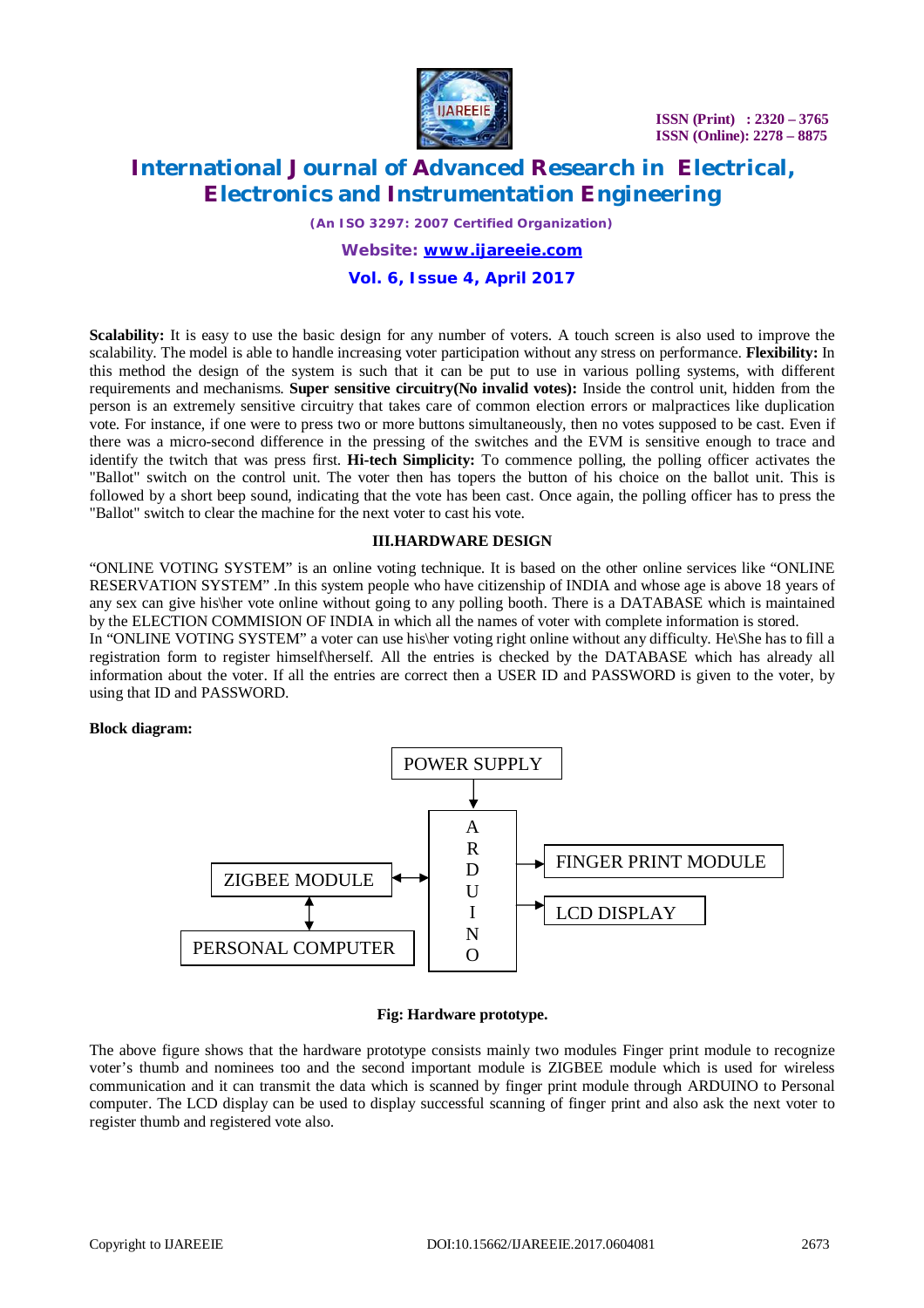**Scalability:** It is easy to use the basic design for any number of voters. A touch screen is also used to improve the scalability. The model is able to handle increasing voter participation without any stress on performance. **Flexibility:** In this method the design of the system is such that it can be put to use in various polling systems, with different requirements and mechanisms. **Super sensitive circuitry(No invalid votes):** Inside the control unit, hidden from the person is an extremely sensitive circuitry that takes care of common election errors or malpractices like duplication vote. For instance, if one were to press two or more buttons simultaneously, then no votes supposed to be cast. Even if there was a micro-second difference in the pressing of the switches and the EVM is sensitive enough to trace and identify the twitch that was press first. **Hi-tech Simplicity:** To commence polling, the polling officer activates the "Ballot" switch on the control unit. The voter then has topers the button of his choice on the ballot unit. This is followed by a short beep sound, indicating that the vote has been cast. Once again, the polling officer has to press the "Ballot" switch to clear the machine for the next voter to cast his vote.

## III.HARDWARE DESIGN

"ONLINE VOTING SYSTEM" is an online voting technique. It is based on the other online services like "ONLINE RESERVATION SYSTEM" .In this system people who have citizenship of INDIA and whose age is above 18 years of any sex can give his\her vote online without going to any polling booth. There is a DATABASE which is maintained by the ELECTION COMMISION OF INDIA in which all the names of voter with complete information is stored.

In "ONLINE VOTING SYSTEM" a voter can use his\her voting right online without any difficulty. He\She has to fill a registration form to register himself\herself. All the entries is checked by the DATABASE which has already all information about the voter. If all the entries are correct then a USER ID and PASSWORD is given to the voter, by using that ID and PASSWORD.

**Block diagram:**

POWER SUPPLY → ARDUINO

ZIGBEE MODULE ↔ ARDUINO

ZIGBEE MODULE ↕ PERSONAL COMPUTER

ARDUINO → FINGER PRINT MODULE

ARDUINO → LCD DISPLAY

**Fig: Hardware prototype.**

The above figure shows that the hardware prototype consists mainly two modules Finger print module to recognize voter's thumb and nominees too and the second important module is ZIGBEE module which is used for wireless communication and it can transmit the data which is scanned by finger print module through ARDUINO to Personal computer. The LCD display can be used to display successful scanning of finger print and also ask the next voter to register thumb and registered vote also.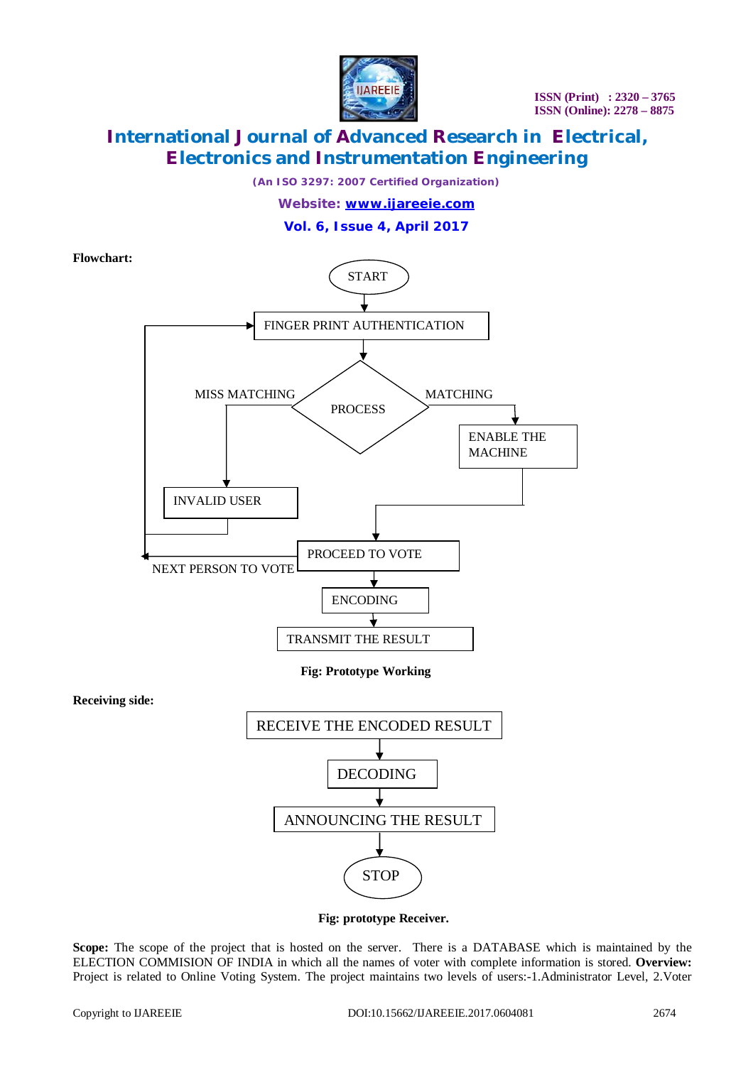**Flowchart:**

START

FINGER PRINT AUTHENTICATION

PROCESS

MISS MATCHING

MATCHING

INVALID USER

ENABLE THE MACHINE

PROCEED TO VOTE

NEXT PERSON TO VOTE

ENCODING

TRANSMIT THE RESULT

**Fig: Prototype Working**

**Receiving side:**

RECEIVE THE ENCODED RESULT

DECODING

ANNOUNCING THE RESULT

STOP

**Fig: prototype Receiver.**

**Scope:** The scope of the project that is hosted on the server. There is a DATABASE which is maintained by the ELECTION COMMISION OF INDIA in which all the names of voter with complete information is stored. **Overview:** Project is related to Online Voting System. The project maintains two levels of users:-1.Administrator Level, 2.Voter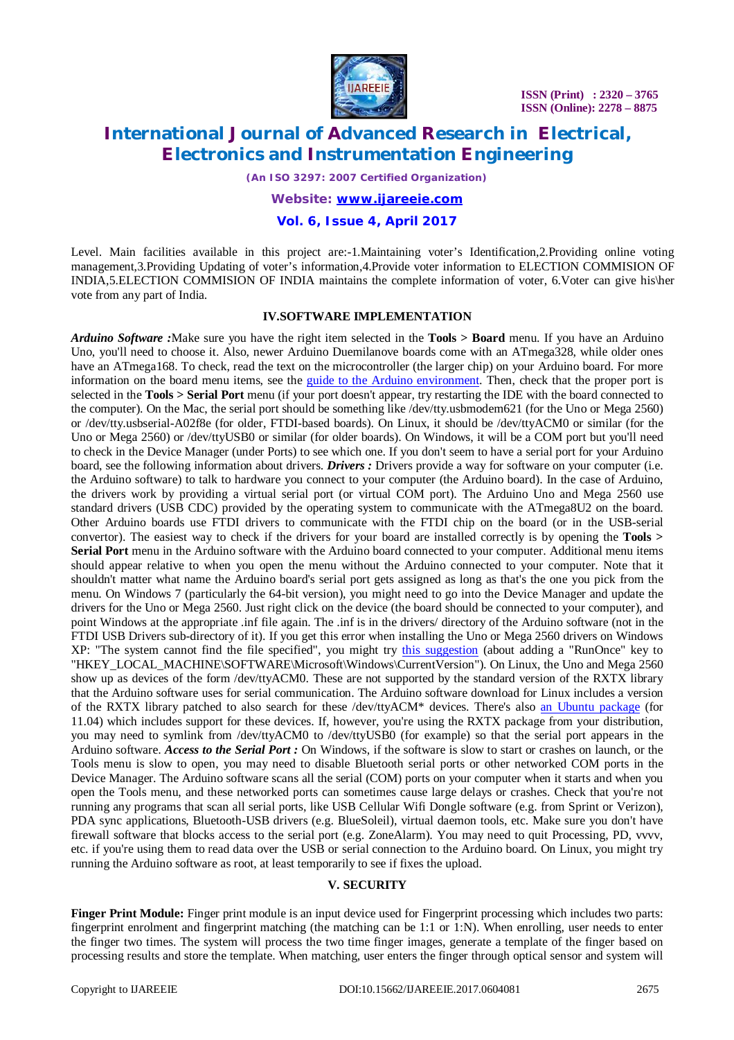Level. Main facilities available in this project are:-1.Maintaining voter's Identification,2.Providing online voting management,3.Providing Updating of voter's information,4.Provide voter information to ELECTION COMMISION OF INDIA,5.ELECTION COMMISION OF INDIA maintains the complete information of voter, 6.Voter can give his\her vote from any part of India.

## IV.SOFTWARE IMPLEMENTATION

***Arduino Software :***Make sure you have the right item selected in the **Tools > Board** menu. If you have an Arduino Uno, you'll need to choose it. Also, newer Arduino Duemilanove boards come with an ATmega328, while older ones have an ATmega168. To check, read the text on the microcontroller (the larger chip) on your Arduino board. For more information on the board menu items, see the guide to the Arduino environment. Then, check that the proper port is selected in the **Tools > Serial Port** menu (if your port doesn't appear, try restarting the IDE with the board connected to the computer). On the Mac, the serial port should be something like /dev/tty.usbmodem621 (for the Uno or Mega 2560) or /dev/tty.usbserial-A02f8e (for older, FTDI-based boards). On Linux, it should be /dev/ttyACM0 or similar (for the Uno or Mega 2560) or /dev/ttyUSB0 or similar (for older boards). On Windows, it will be a COM port but you'll need to check in the Device Manager (under Ports) to see which one. If you don't seem to have a serial port for your Arduino board, see the following information about drivers. ***Drivers :*** Drivers provide a way for software on your computer (i.e. the Arduino software) to talk to hardware you connect to your computer (the Arduino board). In the case of Arduino, the drivers work by providing a virtual serial port (or virtual COM port). The Arduino Uno and Mega 2560 use standard drivers (USB CDC) provided by the operating system to communicate with the ATmega8U2 on the board. Other Arduino boards use FTDI drivers to communicate with the FTDI chip on the board (or in the USB-serial convertor). The easiest way to check if the drivers for your board are installed correctly is by opening the **Tools > Serial Port** menu in the Arduino software with the Arduino board connected to your computer. Additional menu items should appear relative to when you open the menu without the Arduino connected to your computer. Note that it shouldn't matter what name the Arduino board's serial port gets assigned as long as that's the one you pick from the menu. On Windows 7 (particularly the 64-bit version), you might need to go into the Device Manager and update the drivers for the Uno or Mega 2560. Just right click on the device (the board should be connected to your computer), and point Windows at the appropriate .inf file again. The .inf is in the drivers/ directory of the Arduino software (not in the FTDI USB Drivers sub-directory of it). If you get this error when installing the Uno or Mega 2560 drivers on Windows XP: "The system cannot find the file specified", you might try this suggestion (about adding a "RunOnce" key to "HKEY_LOCAL_MACHINE\SOFTWARE\Microsoft\Windows\CurrentVersion"). On Linux, the Uno and Mega 2560 show up as devices of the form /dev/ttyACM0. These are not supported by the standard version of the RXTX library that the Arduino software uses for serial communication. The Arduino software download for Linux includes a version of the RXTX library patched to also search for these /dev/ttyACM* devices. There's also an Ubuntu package (for 11.04) which includes support for these devices. If, however, you're using the RXTX package from your distribution, you may need to symlink from /dev/ttyACM0 to /dev/ttyUSB0 (for example) so that the serial port appears in the Arduino software. ***Access to the Serial Port :*** On Windows, if the software is slow to start or crashes on launch, or the Tools menu is slow to open, you may need to disable Bluetooth serial ports or other networked COM ports in the Device Manager. The Arduino software scans all the serial (COM) ports on your computer when it starts and when you open the Tools menu, and these networked ports can sometimes cause large delays or crashes. Check that you're not running any programs that scan all serial ports, like USB Cellular Wifi Dongle software (e.g. from Sprint or Verizon), PDA sync applications, Bluetooth-USB drivers (e.g. BlueSoleil), virtual daemon tools, etc. Make sure you don't have firewall software that blocks access to the serial port (e.g. ZoneAlarm). You may need to quit Processing, PD, vvvv, etc. if you're using them to read data over the USB or serial connection to the Arduino board. On Linux, you might try running the Arduino software as root, at least temporarily to see if fixes the upload.

## V. SECURITY

**Finger Print Module:** Finger print module is an input device used for Fingerprint processing which includes two parts: fingerprint enrolment and fingerprint matching (the matching can be 1:1 or 1:N). When enrolling, user needs to enter the finger two times. The system will process the two time finger images, generate a template of the finger based on processing results and store the template. When matching, user enters the finger through optical sensor and system will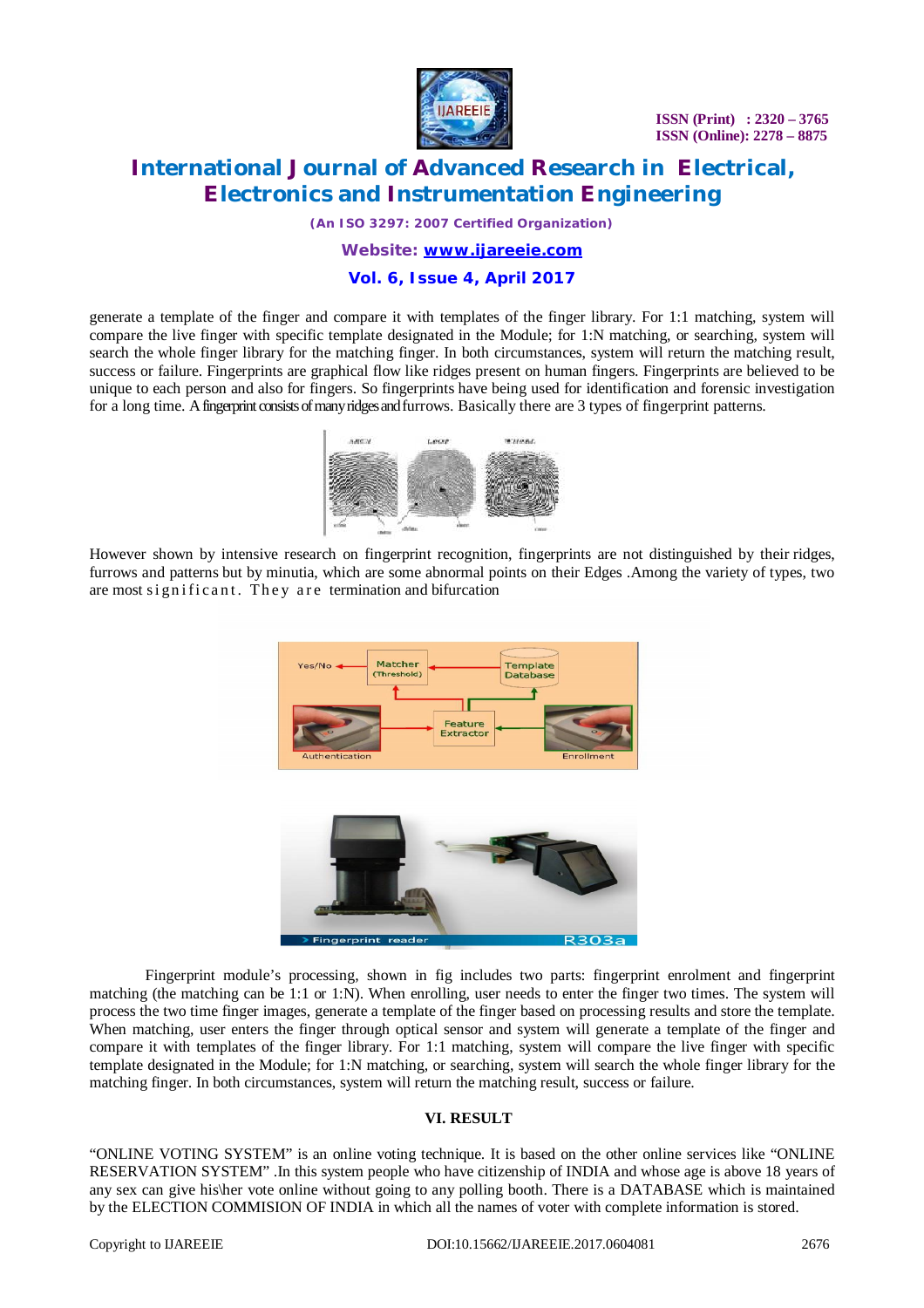generate a template of the finger and compare it with templates of the finger library. For 1:1 matching, system will compare the live finger with specific template designated in the Module; for 1:N matching, or searching, system will search the whole finger library for the matching finger. In both circumstances, system will return the matching result, success or failure. Fingerprints are graphical flow like ridges present on human fingers. Fingerprints are believed to be unique to each person and also for fingers. So fingerprints have being used for identification and forensic investigation for a long time. A fingerprint consists of many ridges and furrows. Basically there are 3 types of fingerprint patterns.

However shown by intensive research on fingerprint recognition, fingerprints are not distinguished by their ridges, furrows and patterns but by minutia, which are some abnormal points on their Edges .Among the variety of types, two are most significant. They are termination and bifurcation

Fingerprint module's processing, shown in fig includes two parts: fingerprint enrolment and fingerprint matching (the matching can be 1:1 or 1:N). When enrolling, user needs to enter the finger two times. The system will process the two time finger images, generate a template of the finger based on processing results and store the template. When matching, user enters the finger through optical sensor and system will generate a template of the finger and compare it with templates of the finger library. For 1:1 matching, system will compare the live finger with specific template designated in the Module; for 1:N matching, or searching, system will search the whole finger library for the matching finger. In both circumstances, system will return the matching result, success or failure.

## VI. RESULT

"ONLINE VOTING SYSTEM" is an online voting technique. It is based on the other online services like "ONLINE RESERVATION SYSTEM" .In this system people who have citizenship of INDIA and whose age is above 18 years of any sex can give his\her vote online without going to any polling booth. There is a DATABASE which is maintained by the ELECTION COMMISION OF INDIA in which all the names of voter with complete information is stored.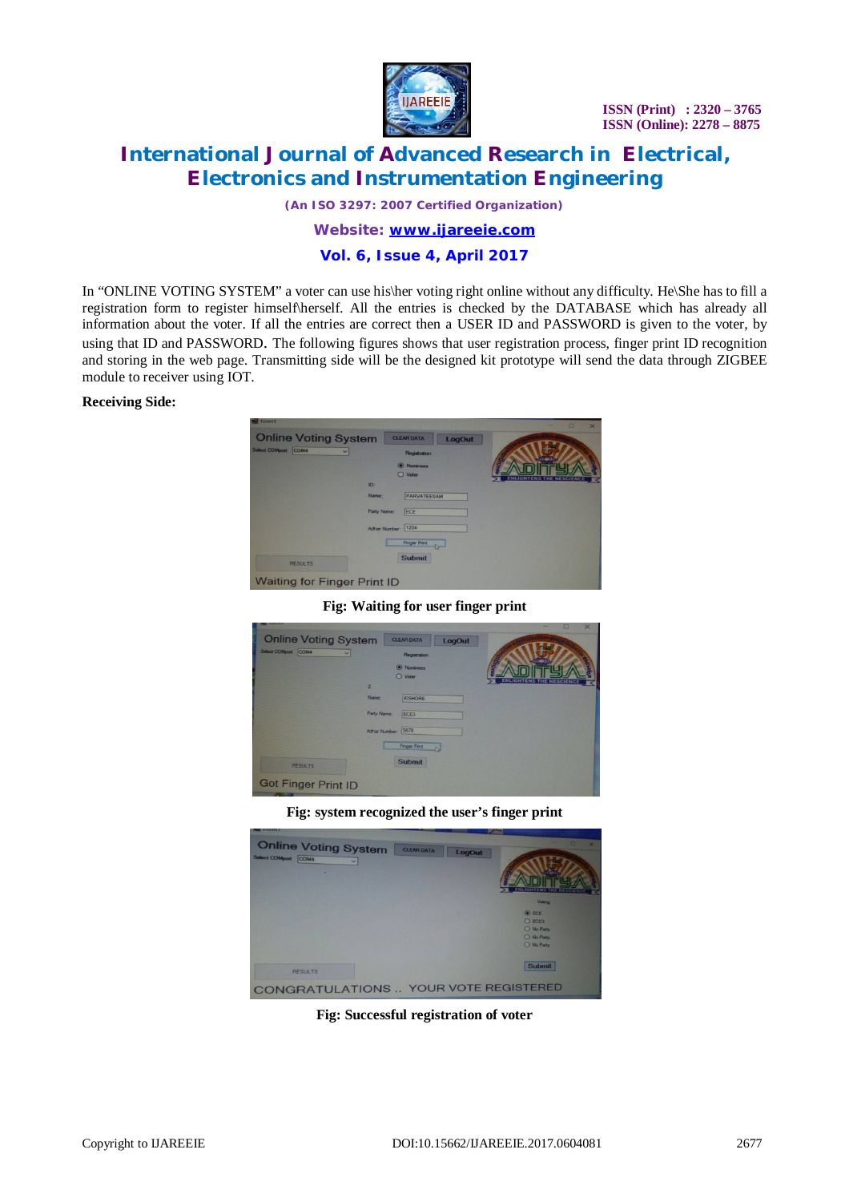In "ONLINE VOTING SYSTEM" a voter can use his\her voting right online without any difficulty. He\She has to fill a registration form to register himself\herself. All the entries is checked by the DATABASE which has already all information about the voter. If all the entries are correct then a USER ID and PASSWORD is given to the voter, by using that ID and PASSWORD. The following figures shows that user registration process, finger print ID recognition and storing in the web page. Transmitting side will be the designed kit prototype will send the data through ZIGBEE module to receiver using IOT.

**Receiving Side:**

**Fig: Waiting for user finger print**

**Fig: system recognized the user's finger print**

**Fig: Successful registration of voter**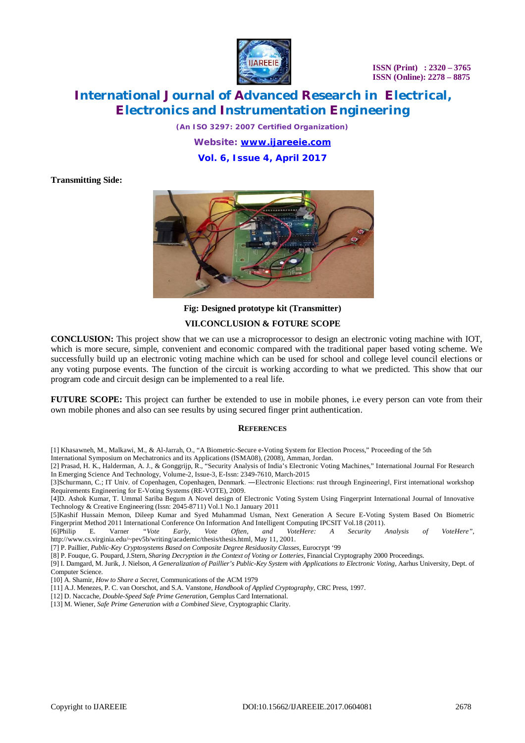**Transmitting Side:**

**Fig: Designed prototype kit (Transmitter)**

## VII.CONCLUSION & FOTURE SCOPE

**CONCLUSION:** This project show that we can use a microprocessor to design an electronic voting machine with IOT, which is more secure, simple, convenient and economic compared with the traditional paper based voting scheme. We successfully build up an electronic voting machine which can be used for school and college level council elections or any voting purpose events. The function of the circuit is working according to what we predicted. This show that our program code and circuit design can be implemented to a real life.

**FUTURE SCOPE:** This project can further be extended to use in mobile phones, i.e every person can vote from their own mobile phones and also can see results by using secured finger print authentication.

## REFERENCES

[1] Khasawneh, M., Malkawi, M., & Al-Jarrah, O., "A Biometric-Secure e-Voting System for Election Process," Proceeding of the 5th International Symposium on Mechatronics and its Applications (ISMA08), (2008), Amman, Jordan.

[2] Prasad, H. K., Halderman, A. J., & Gonggrijp, R., "Security Analysis of India's Electronic Voting Machines," International Journal For Research In Emerging Science And Technology, Volume-2, Issue-3, E-Issn: 2349-7610, March-2015

[3]Schurmann, C.; IT Univ. of Copenhagen, Copenhagen, Denmark. ―Electronic Elections: rust through Engineering‖, First international workshop Requirements Engineering for E-Voting Systems (RE-VOTE), 2009.

[4]D. Ashok Kumar, T. Ummal Sariba Begum A Novel design of Electronic Voting System Using Fingerprint International Journal of Innovative Technology & Creative Engineering (Issn: 2045-8711) Vol.1 No.1 January 2011

[5]Kashif Hussain Memon, Dileep Kumar and Syed Muhammad Usman, Next Generation A Secure E-Voting System Based On Biometric Fingerprint Method 2011 International Conference On Information And Intelligent Computing IPCSIT Vol.18 (2011).

[6]Philip E. Varner *"Vote Early, Vote Often, and VoteHere: A Security Analysis of VoteHere"*, http://www.cs.virginia.edu/~pev5b/writing/academic/thesis/thesis.html, May 11, 2001.

[7] P. Paillier, *Public-Key Cryptosystems Based on Composite Degree Residuosity Classes*, Eurocrypt '99

[8] P. Fouque, G. Poupard, J.Stern, *Sharing Decryption in the Context of Voting or Lotteries*, Financial Cryptography 2000 Proceedings.

[9] I. Damgard, M. Jurik, J. Nielson, *A Generalization of Paillier's Public-Key System with Applications to Electronic Voting*, Aarhus University, Dept. of Computer Science.

[10] A. Shamir, *How to Share a Secret*, Communications of the ACM 1979

[11] A.J. Menezes, P. C. van Oorschot, and S.A. Vanstone, *Handbook of Applied Cryptography*, CRC Press, 1997.

[12] D. Naccache, *Double-Speed Safe Prime Generation*, Gemplus Card International.

[13] M. Wiener, *Safe Prime Generation with a Combined Sieve*, Cryptographic Clarity.